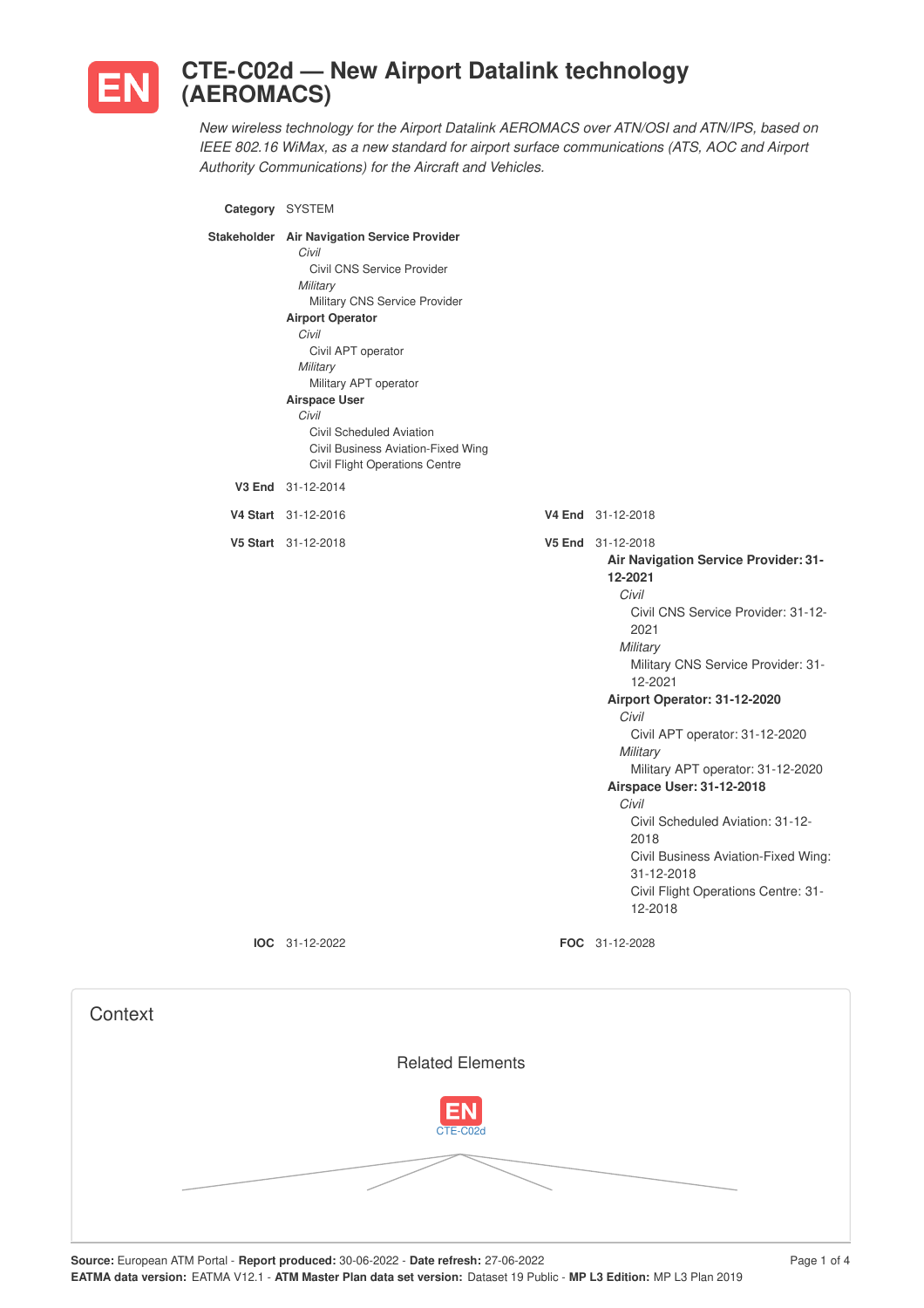# EN CTE-C02d — New Airport Datalink technology (AEROMACS)

*New wireless technology for the Airport Datalink AEROMACS over ATN/OSI and ATN/IPS, based on IEEE 802.16 WiMax, as a new standard for airport surface communications (ATS, AOC and Airport Authority Communications) for the Aircraft and Vehicles.*

**Category** SYSTEM

**Stakeholder**

- **Air Navigation Service Provider**
  - *Civil*
    - Civil CNS Service Provider
  - *Military*
    - Military CNS Service Provider
- **Airport Operator**
  - *Civil*
    - Civil APT operator
  - *Military*
    - Military APT operator
- **Airspace User**
  - *Civil*
    - Civil Scheduled Aviation
    - Civil Business Aviation-Fixed Wing
    - Civil Flight Operations Centre

**V3 End** 31-12-2014

**V4 Start** 31-12-2016

**V4 End** 31-12-2018

**V5 Start** 31-12-2018

**V5 End** 31-12-2018

- **Air Navigation Service Provider: 31-12-2021**
  - *Civil*
    - Civil CNS Service Provider: 31-12-2021
  - *Military*
    - Military CNS Service Provider: 31-12-2021
- **Airport Operator: 31-12-2020**
  - *Civil*
    - Civil APT operator: 31-12-2020
  - *Military*
    - Military APT operator: 31-12-2020
- **Airspace User: 31-12-2018**
  - *Civil*
    - Civil Scheduled Aviation: 31-12-2018
    - Civil Business Aviation-Fixed Wing: 31-12-2018
    - Civil Flight Operations Centre: 31-12-2018

**IOC** 31-12-2022

**FOC** 31-12-2028

## Context

### Related Elements

EN CTE-C02d

**Source:** European ATM Portal - **Report produced:** 30-06-2022 - **Date refresh:** 27-06-2022
**EATMA data version:** EATMA V12.1 - **ATM Master Plan data set version:** Dataset 19 Public - **MP L3 Edition:** MP L3 Plan 2019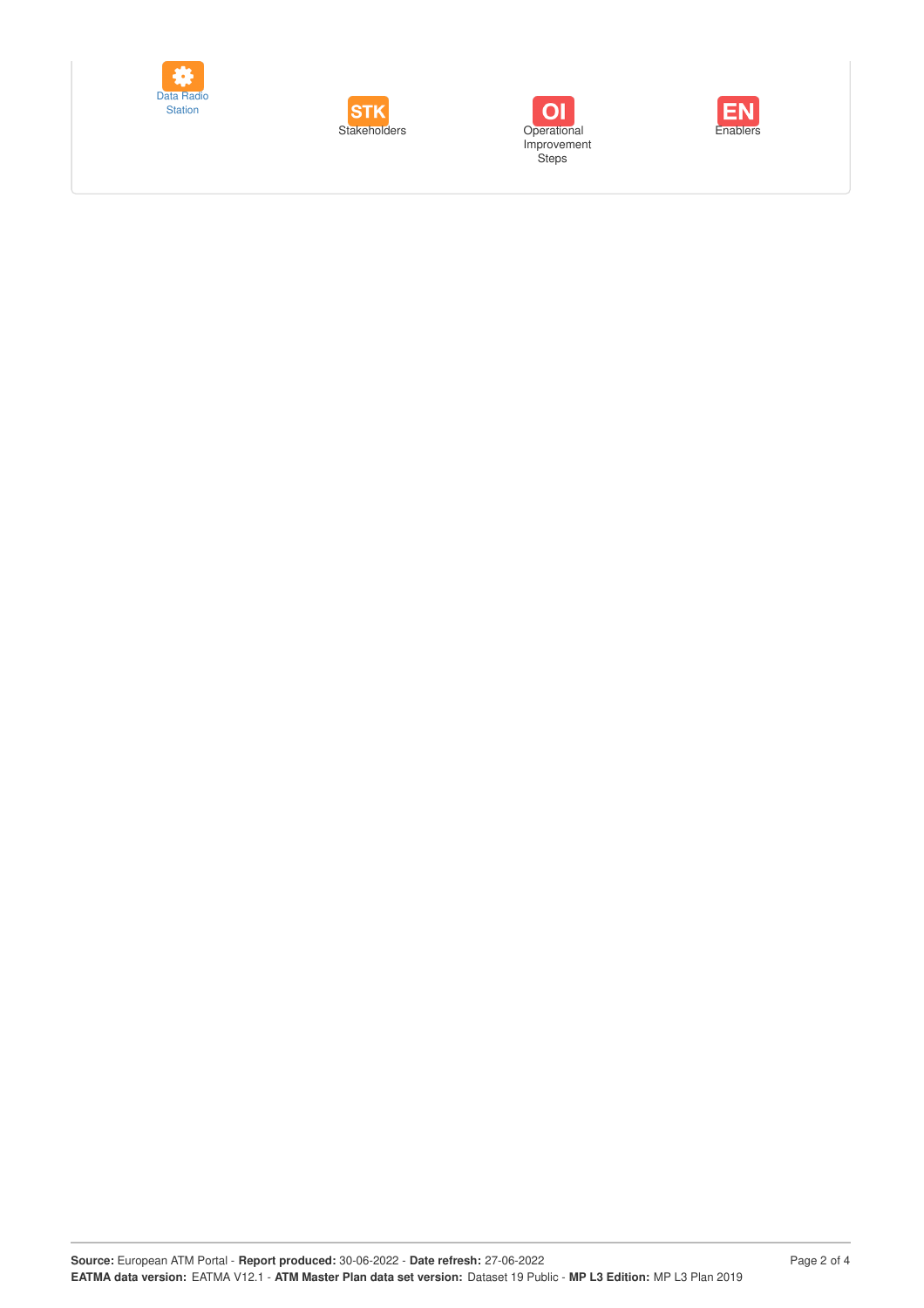Data Radio Station

STK Stakeholders

OI Operational Improvement Steps

EN Enablers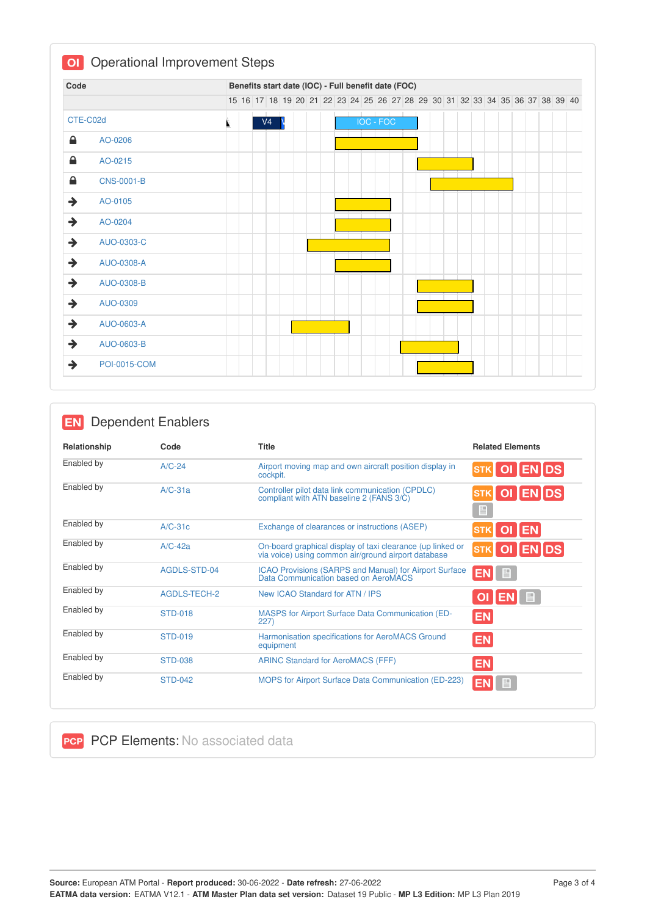## OI Operational Improvement Steps

| Code | Benefits start date (IOC) - Full benefit date (FOC) |
|---|---|
| CTE-C02d | V4; IOC - FOC |
| AO-0206 | |
| AO-0215 | |
| CNS-0001-B | |
| AO-0105 | |
| AO-0204 | |
| AUO-0303-C | |
| AUO-0308-A | |
| AUO-0308-B | |
| AUO-0309 | |
| AUO-0603-A | |
| AUO-0603-B | |
| POI-0015-COM | |

## EN Dependent Enablers

| Relationship | Code | Title | Related Elements |
|---|---|---|---|
| Enabled by | A/C-24 | Airport moving map and own aircraft position display in cockpit. | STK OI EN DS |
| Enabled by | A/C-31a | Controller pilot data link communication (CPDLC) compliant with ATN baseline 2 (FANS 3/C) | STK OI EN DS |
| Enabled by | A/C-31c | Exchange of clearances or instructions (ASEP) | STK OI EN |
| Enabled by | A/C-42a | On-board graphical display of taxi clearance (up linked or via voice) using common air/ground airport database | STK OI EN DS |
| Enabled by | AGDLS-STD-04 | ICAO Provisions (SARPS and Manual) for Airport Surface Data Communication based on AeroMACS | EN |
| Enabled by | AGDLS-TECH-2 | New ICAO Standard for ATN / IPS | OI EN |
| Enabled by | STD-018 | MASPS for Airport Surface Data Communication (ED-227) | EN |
| Enabled by | STD-019 | Harmonisation specifications for AeroMACS Ground equipment | EN |
| Enabled by | STD-038 | ARINC Standard for AeroMACS (FFF) | EN |
| Enabled by | STD-042 | MOPS for Airport Surface Data Communication (ED-223) | EN |

## PCP PCP Elements: No associated data

**Source:** European ATM Portal - **Report produced:** 30-06-2022 - **Date refresh:** 27-06-2022
**EATMA data version:** EATMA V12.1 - **ATM Master Plan data set version:** Dataset 19 Public - **MP L3 Edition:** MP L3 Plan 2019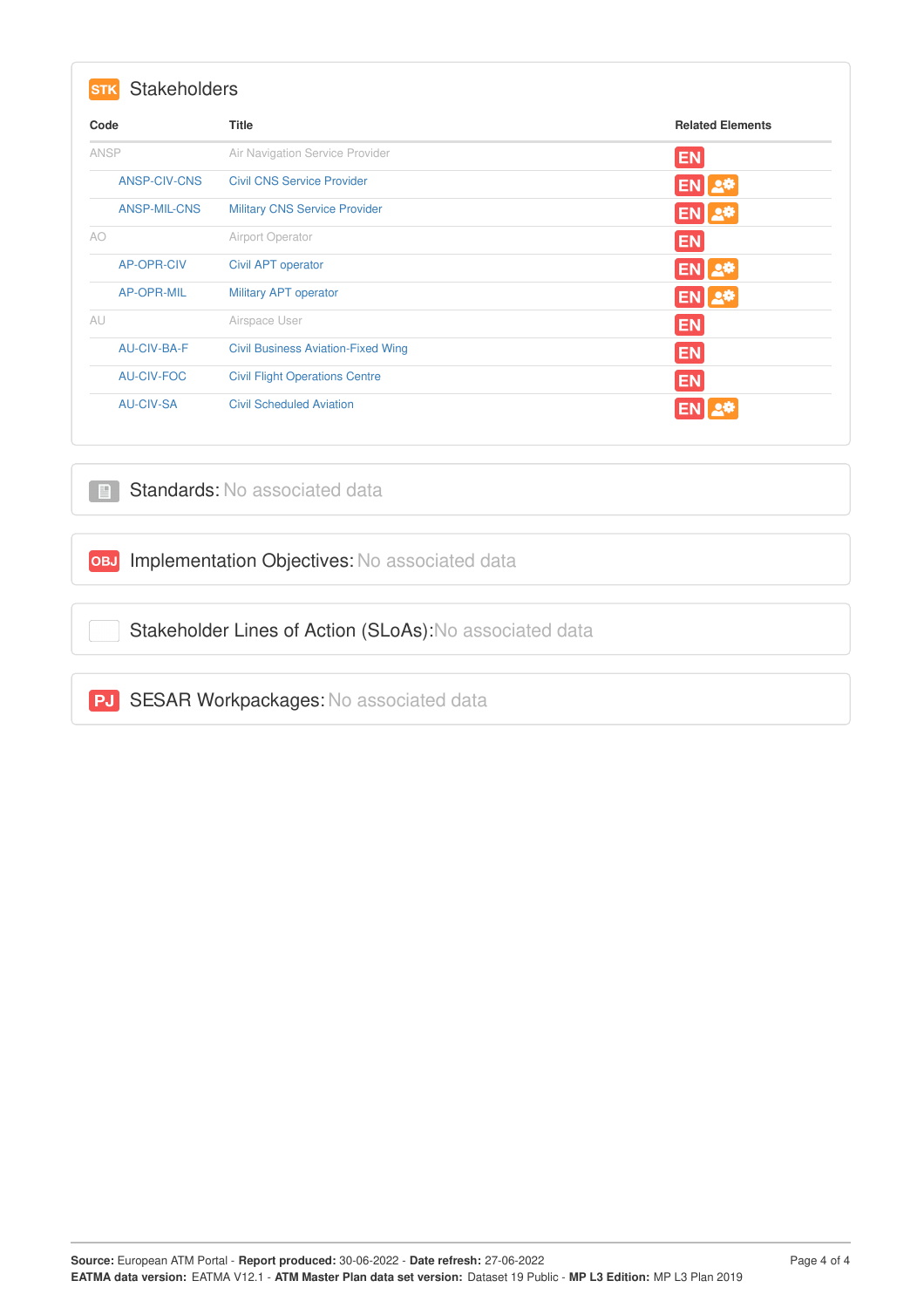## STK Stakeholders

| Code | Title | Related Elements |
|---|---|---|
| ANSP | Air Navigation Service Provider | EN |
| ANSP-CIV-CNS | Civil CNS Service Provider | EN |
| ANSP-MIL-CNS | Military CNS Service Provider | EN |
| AO | Airport Operator | EN |
| AP-OPR-CIV | Civil APT operator | EN |
| AP-OPR-MIL | Military APT operator | EN |
| AU | Airspace User | EN |
| AU-CIV-BA-F | Civil Business Aviation-Fixed Wing | EN |
| AU-CIV-FOC | Civil Flight Operations Centre | EN |
| AU-CIV-SA | Civil Scheduled Aviation | EN |

## Standards: No associated data

## OBJ Implementation Objectives: No associated data

## Stakeholder Lines of Action (SLoAs): No associated data

## PJ SESAR Workpackages: No associated data

**Source:** European ATM Portal - **Report produced:** 30-06-2022 - **Date refresh:** 27-06-2022
**EATMA data version:** EATMA V12.1 - **ATM Master Plan data set version:** Dataset 19 Public - **MP L3 Edition:** MP L3 Plan 2019